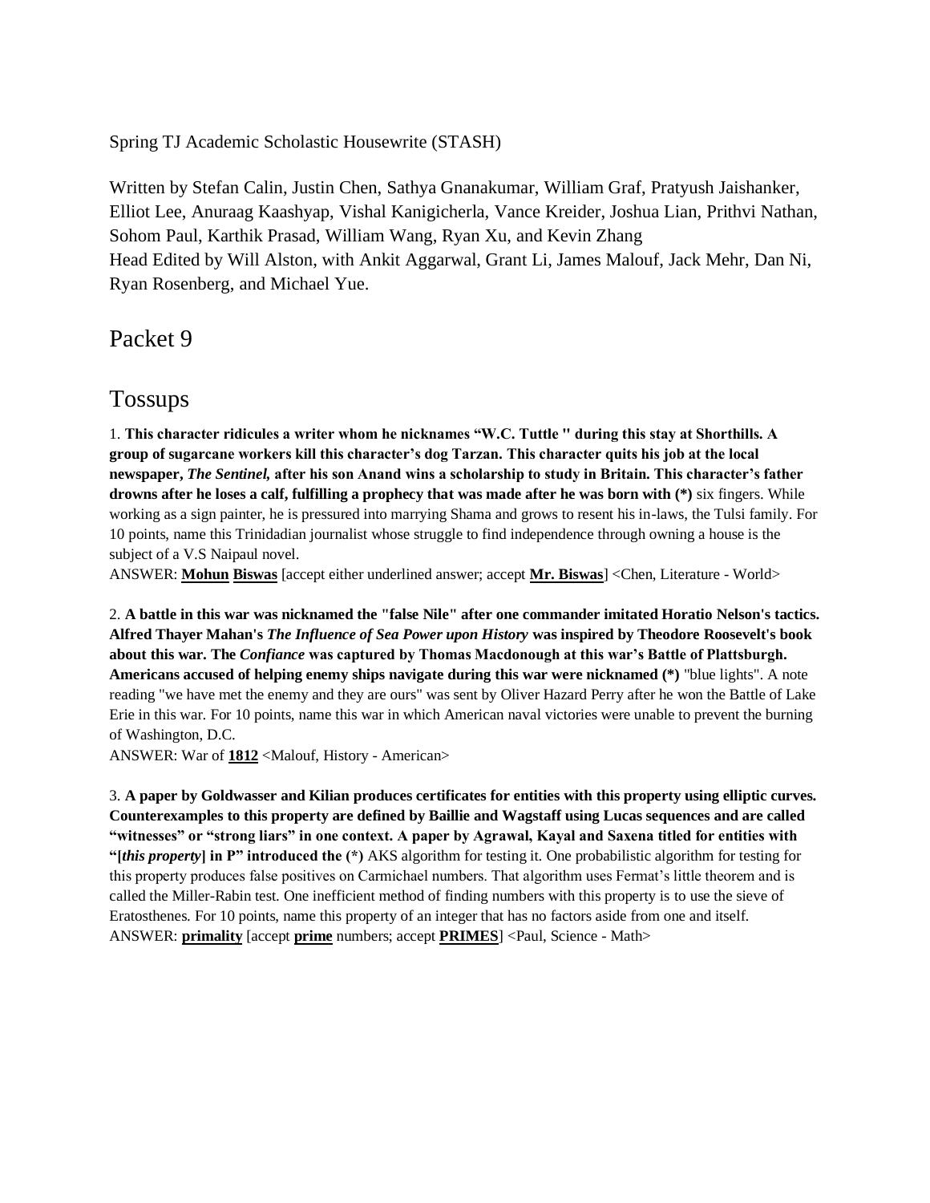Spring TJ Academic Scholastic Housewrite (STASH)

Written by Stefan Calin, Justin Chen, Sathya Gnanakumar, William Graf, Pratyush Jaishanker, Elliot Lee, Anuraag Kaashyap, Vishal Kanigicherla, Vance Kreider, Joshua Lian, Prithvi Nathan, Sohom Paul, Karthik Prasad, William Wang, Ryan Xu, and Kevin Zhang
Head Edited by Will Alston, with Ankit Aggarwal, Grant Li, James Malouf, Jack Mehr, Dan Ni, Ryan Rosenberg, and Michael Yue.

# Packet 9

## Tossups

1. **This character ridicules a writer whom he nicknames "W.C. Tuttle " during this stay at Shorthills. A group of sugarcane workers kill this character's dog Tarzan. This character quits his job at the local newspaper, *The Sentinel,* after his son Anand wins a scholarship to study in Britain. This character's father drowns after he loses a calf, fulfilling a prophecy that was made after he was born with (\*)** six fingers. While working as a sign painter, he is pressured into marrying Shama and grows to resent his in-laws, the Tulsi family. For 10 points, name this Trinidadian journalist whose struggle to find independence through owning a house is the subject of a V.S Naipaul novel.
ANSWER: **Mohun Biswas** [accept either underlined answer; accept **Mr. Biswas**] <Chen, Literature - World>

2. **A battle in this war was nicknamed the "false Nile" after one commander imitated Horatio Nelson's tactics. Alfred Thayer Mahan's *The Influence of Sea Power upon History* was inspired by Theodore Roosevelt's book about this war. The *Confiance* was captured by Thomas Macdonough at this war's Battle of Plattsburgh. Americans accused of helping enemy ships navigate during this war were nicknamed (\*)** "blue lights". A note reading "we have met the enemy and they are ours" was sent by Oliver Hazard Perry after he won the Battle of Lake Erie in this war. For 10 points, name this war in which American naval victories were unable to prevent the burning of Washington, D.C.
ANSWER: War of **1812** <Malouf, History - American>

3. **A paper by Goldwasser and Kilian produces certificates for entities with this property using elliptic curves. Counterexamples to this property are defined by Baillie and Wagstaff using Lucas sequences and are called "witnesses" or "strong liars" in one context. A paper by Agrawal, Kayal and Saxena titled for entities with "[*this property*] in P" introduced the (\*)** AKS algorithm for testing it. One probabilistic algorithm for testing for this property produces false positives on Carmichael numbers. That algorithm uses Fermat's little theorem and is called the Miller-Rabin test. One inefficient method of finding numbers with this property is to use the sieve of Eratosthenes. For 10 points, name this property of an integer that has no factors aside from one and itself.
ANSWER: **primality** [accept **prime** numbers; accept **PRIMES**] <Paul, Science - Math>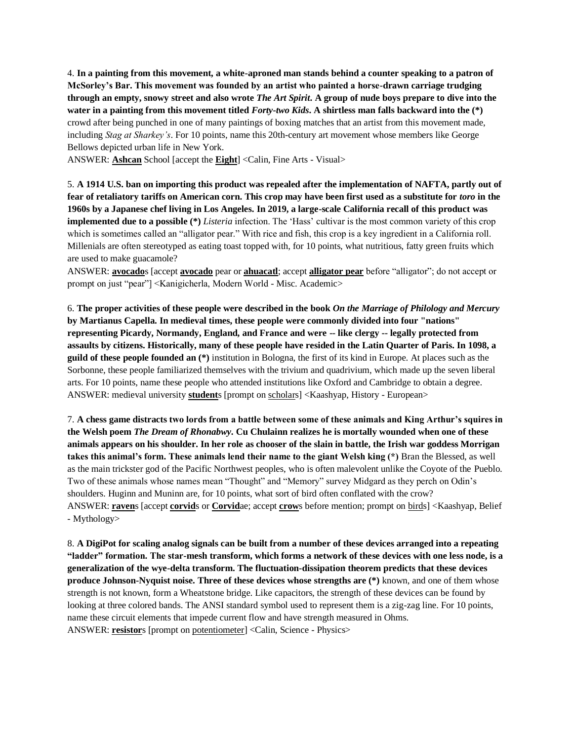4. **In a painting from this movement, a white-aproned man stands behind a counter speaking to a patron of McSorley's Bar. This movement was founded by an artist who painted a horse-drawn carriage trudging through an empty, snowy street and also wrote *The Art Spirit*. A group of nude boys prepare to dive into the water in a painting from this movement titled *Forty-two Kids*. A shirtless man falls backward into the (*)** crowd after being punched in one of many paintings of boxing matches that an artist from this movement made, including *Stag at Sharkey's*. For 10 points, name this 20th-century art movement whose members like George Bellows depicted urban life in New York.
ANSWER: **<u>Ashcan</u>** School [accept the **<u>Eight</u>**] <Calin, Fine Arts - Visual>

5. **A 1914 U.S. ban on importing this product was repealed after the implementation of NAFTA, partly out of fear of retaliatory tariffs on American corn. This crop may have been first used as a substitute for *toro* in the 1960s by a Japanese chef living in Los Angeles. In 2019, a large-scale California recall of this product was implemented due to a possible (*)** *Listeria* infection. The 'Hass' cultivar is the most common variety of this crop which is sometimes called an "alligator pear." With rice and fish, this crop is a key ingredient in a California roll. Millenials are often stereotyped as eating toast topped with, for 10 points, what nutritious, fatty green fruits which are used to make guacamole?
ANSWER: **<u>avocado</u>**s [accept **<u>avocado</u>** pear or **<u>ahuacatl</u>**; accept **<u>alligator pear</u>** before "alligator"; do not accept or prompt on just "pear"] <Kanigicherla, Modern World - Misc. Academic>

6. **The proper activities of these people were described in the book *On the Marriage of Philology and Mercury* by Martianus Capella. In medieval times, these people were commonly divided into four "nations" representing Picardy, Normandy, England, and France and were -- like clergy -- legally protected from assaults by citizens. Historically, many of these people have resided in the Latin Quarter of Paris. In 1098, a guild of these people founded an (*)** institution in Bologna, the first of its kind in Europe. At places such as the Sorbonne, these people familiarized themselves with the trivium and quadrivium, which made up the seven liberal arts. For 10 points, name these people who attended institutions like Oxford and Cambridge to obtain a degree.
ANSWER: medieval university **<u>student</u>**s [prompt on <u>scholar</u>s] <Kaashyap, History - European>

7. **A chess game distracts two lords from a battle between some of these animals and King Arthur's squires in the Welsh poem *The Dream of Rhonabwy*. Cu Chulainn realizes he is mortally wounded when one of these animals appears on his shoulder. In her role as chooser of the slain in battle, the Irish war goddess Morrigan takes this animal's form. These animals lend their name to the giant Welsh king (*)** Bran the Blessed, as well as the main trickster god of the Pacific Northwest peoples, who is often malevolent unlike the Coyote of the Pueblo. Two of these animals whose names mean "Thought" and "Memory" survey Midgard as they perch on Odin's shoulders. Huginn and Muninn are, for 10 points, what sort of bird often conflated with the crow?
ANSWER: **<u>raven</u>**s [accept **<u>corvid</u>**s or **<u>Corvid</u>**ae; accept **<u>crow</u>**s before mention; prompt on <u>bird</u>s] <Kaashyap, Belief - Mythology>

8. **A DigiPot for scaling analog signals can be built from a number of these devices arranged into a repeating "ladder" formation. The star-mesh transform, which forms a network of these devices with one less node, is a generalization of the wye-delta transform. The fluctuation-dissipation theorem predicts that these devices produce Johnson-Nyquist noise. Three of these devices whose strengths are (*)** known, and one of them whose strength is not known, form a Wheatstone bridge. Like capacitors, the strength of these devices can be found by looking at three colored bands. The ANSI standard symbol used to represent them is a zig-zag line. For 10 points, name these circuit elements that impede current flow and have strength measured in Ohms.
ANSWER: **<u>resistor</u>**s [prompt on <u>potentiometer</u>] <Calin, Science - Physics>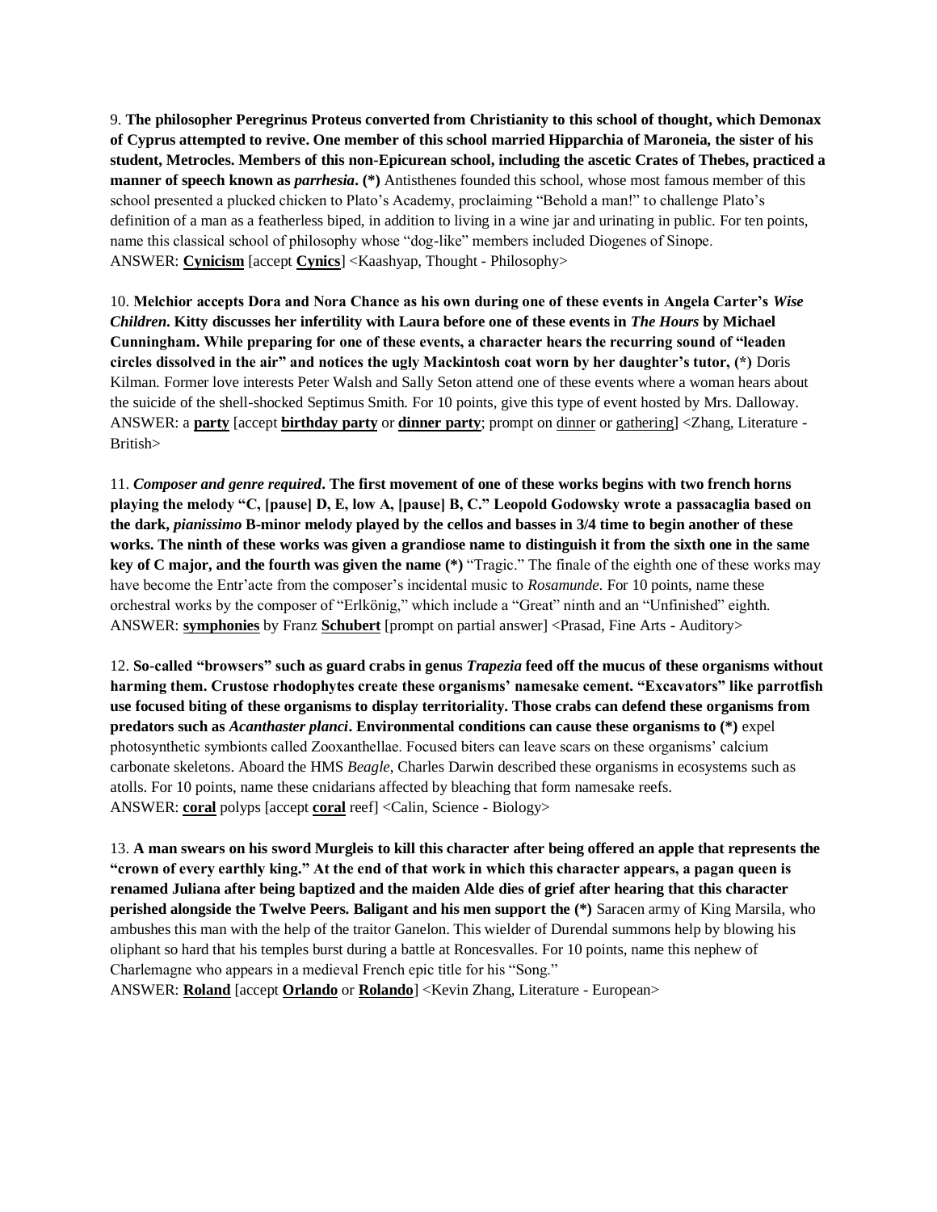9. **The philosopher Peregrinus Proteus converted from Christianity to this school of thought, which Demonax of Cyprus attempted to revive. One member of this school married Hipparchia of Maroneia, the sister of his student, Metrocles. Members of this non-Epicurean school, including the ascetic Crates of Thebes, practiced a manner of speech known as *parrhesia*. (*)** Antisthenes founded this school, whose most famous member of this school presented a plucked chicken to Plato's Academy, proclaiming "Behold a man!" to challenge Plato's definition of a man as a featherless biped, in addition to living in a wine jar and urinating in public. For ten points, name this classical school of philosophy whose "dog-like" members included Diogenes of Sinope.
ANSWER: **Cynicism** [accept **Cynics**] <Kaashyap, Thought - Philosophy>

10. **Melchior accepts Dora and Nora Chance as his own during one of these events in Angela Carter's *Wise Children*. Kitty discusses her infertility with Laura before one of these events in *The Hours* by Michael Cunningham. While preparing for one of these events, a character hears the recurring sound of "leaden circles dissolved in the air" and notices the ugly Mackintosh coat worn by her daughter's tutor, (*)** Doris Kilman. Former love interests Peter Walsh and Sally Seton attend one of these events where a woman hears about the suicide of the shell-shocked Septimus Smith. For 10 points, give this type of event hosted by Mrs. Dalloway.
ANSWER: a **party** [accept **birthday party** or **dinner party**; prompt on dinner or gathering] <Zhang, Literature - British>

11. ***Composer and genre required*. The first movement of one of these works begins with two french horns playing the melody "C, [pause] D, E, low A, [pause] B, C." Leopold Godowsky wrote a passacaglia based on the dark, *pianissimo* B-minor melody played by the cellos and basses in 3/4 time to begin another of these works. The ninth of these works was given a grandiose name to distinguish it from the sixth one in the same key of C major, and the fourth was given the name (*)** "Tragic." The finale of the eighth one of these works may have become the Entr'acte from the composer's incidental music to *Rosamunde*. For 10 points, name these orchestral works by the composer of "Erlkönig," which include a "Great" ninth and an "Unfinished" eighth.
ANSWER: **symphonies** by Franz **Schubert** [prompt on partial answer] <Prasad, Fine Arts - Auditory>

12. **So-called "browsers" such as guard crabs in genus *Trapezia* feed off the mucus of these organisms without harming them. Crustose rhodophytes create these organisms' namesake cement. "Excavators" like parrotfish use focused biting of these organisms to display territoriality. Those crabs can defend these organisms from predators such as *Acanthaster planci*. Environmental conditions can cause these organisms to (*)** expel photosynthetic symbionts called Zooxanthellae. Focused biters can leave scars on these organisms' calcium carbonate skeletons. Aboard the HMS *Beagle*, Charles Darwin described these organisms in ecosystems such as atolls. For 10 points, name these cnidarians affected by bleaching that form namesake reefs.
ANSWER: **coral** polyps [accept **coral** reef] <Calin, Science - Biology>

13. **A man swears on his sword Murgleis to kill this character after being offered an apple that represents the "crown of every earthly king." At the end of that work in which this character appears, a pagan queen is renamed Juliana after being baptized and the maiden Alde dies of grief after hearing that this character perished alongside the Twelve Peers. Baligant and his men support the (*)** Saracen army of King Marsila, who ambushes this man with the help of the traitor Ganelon. This wielder of Durendal summons help by blowing his oliphant so hard that his temples burst during a battle at Roncesvalles. For 10 points, name this nephew of Charlemagne who appears in a medieval French epic title for his "Song."
ANSWER: **Roland** [accept **Orlando** or **Rolando**] <Kevin Zhang, Literature - European>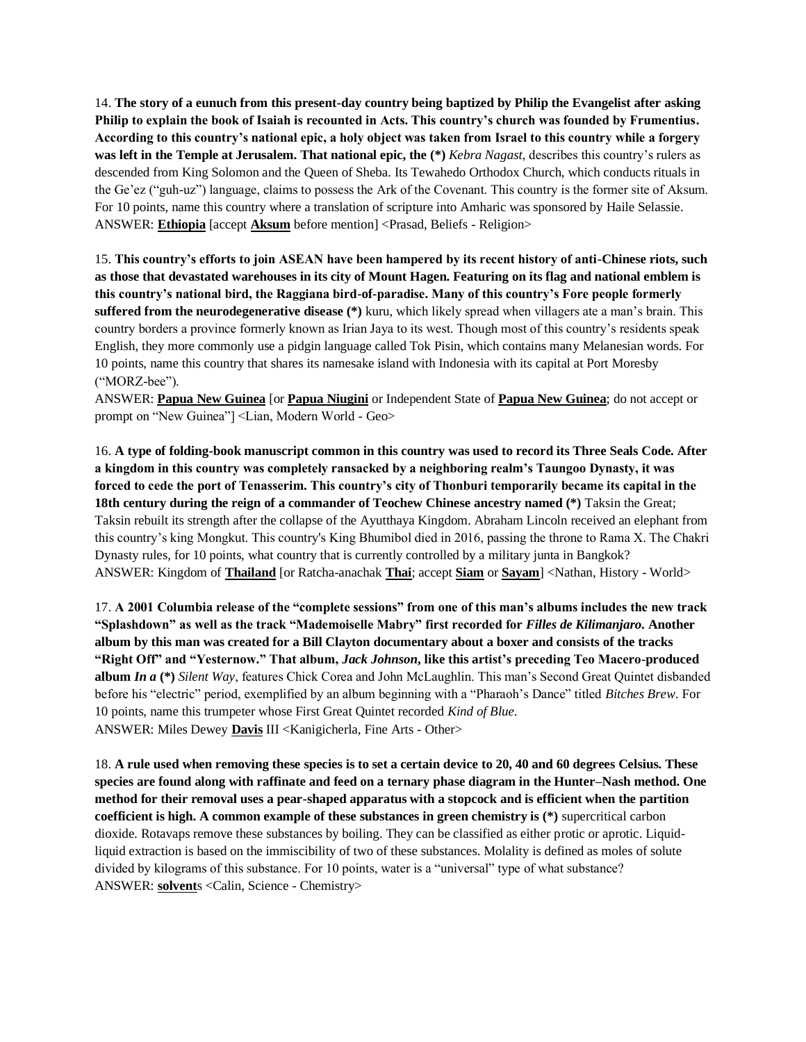14. **The story of a eunuch from this present-day country being baptized by Philip the Evangelist after asking Philip to explain the book of Isaiah is recounted in Acts. This country's church was founded by Frumentius. According to this country's national epic, a holy object was taken from Israel to this country while a forgery was left in the Temple at Jerusalem. That national epic, the (*)** *Kebra Nagast*, describes this country's rulers as descended from King Solomon and the Queen of Sheba. Its Tewahedo Orthodox Church, which conducts rituals in the Ge'ez ("guh-uz") language, claims to possess the Ark of the Covenant. This country is the former site of Aksum. For 10 points, name this country where a translation of scripture into Amharic was sponsored by Haile Selassie.
ANSWER: **Ethiopia** [accept **Aksum** before mention] <Prasad, Beliefs - Religion>

15. **This country's efforts to join ASEAN have been hampered by its recent history of anti-Chinese riots, such as those that devastated warehouses in its city of Mount Hagen. Featuring on its flag and national emblem is this country's national bird, the Raggiana bird-of-paradise. Many of this country's Fore people formerly suffered from the neurodegenerative disease (*)** kuru, which likely spread when villagers ate a man's brain. This country borders a province formerly known as Irian Jaya to its west. Though most of this country's residents speak English, they more commonly use a pidgin language called Tok Pisin, which contains many Melanesian words. For 10 points, name this country that shares its namesake island with Indonesia with its capital at Port Moresby ("MORZ-bee").
ANSWER: **Papua New Guinea** [or **Papua Niugini** or Independent State of **Papua New Guinea**; do not accept or prompt on "New Guinea"] <Lian, Modern World - Geo>

16. **A type of folding-book manuscript common in this country was used to record its Three Seals Code. After a kingdom in this country was completely ransacked by a neighboring realm's Taungoo Dynasty, it was forced to cede the port of Tenasserim. This country's city of Thonburi temporarily became its capital in the 18th century during the reign of a commander of Teochew Chinese ancestry named (*)** Taksin the Great; Taksin rebuilt its strength after the collapse of the Ayutthaya Kingdom. Abraham Lincoln received an elephant from this country's king Mongkut. This country's King Bhumibol died in 2016, passing the throne to Rama X. The Chakri Dynasty rules, for 10 points, what country that is currently controlled by a military junta in Bangkok?
ANSWER: Kingdom of **Thailand** [or Ratcha-anachak **Thai**; accept **Siam** or **Sayam**] <Nathan, History - World>

17. **A 2001 Columbia release of the "complete sessions" from one of this man's albums includes the new track "Splashdown" as well as the track "Mademoiselle Mabry" first recorded for *Filles de Kilimanjaro*. Another album by this man was created for a Bill Clayton documentary about a boxer and consists of the tracks "Right Off" and "Yesternow." That album, *Jack Johnson*, like this artist's preceding Teo Macero-produced album *In a* (*)** *Silent Way*, features Chick Corea and John McLaughlin. This man's Second Great Quintet disbanded before his "electric" period, exemplified by an album beginning with a "Pharaoh's Dance" titled *Bitches Brew*. For 10 points, name this trumpeter whose First Great Quintet recorded *Kind of Blue*.
ANSWER: Miles Dewey **Davis** III <Kanigicherla, Fine Arts - Other>

18. **A rule used when removing these species is to set a certain device to 20, 40 and 60 degrees Celsius. These species are found along with raffinate and feed on a ternary phase diagram in the Hunter–Nash method. One method for their removal uses a pear-shaped apparatus with a stopcock and is efficient when the partition coefficient is high. A common example of these substances in green chemistry is (*)** supercritical carbon dioxide. Rotavaps remove these substances by boiling. They can be classified as either protic or aprotic. Liquid-liquid extraction is based on the immiscibility of two of these substances. Molality is defined as moles of solute divided by kilograms of this substance. For 10 points, water is a "universal" type of what substance?
ANSWER: **solvent**s <Calin, Science - Chemistry>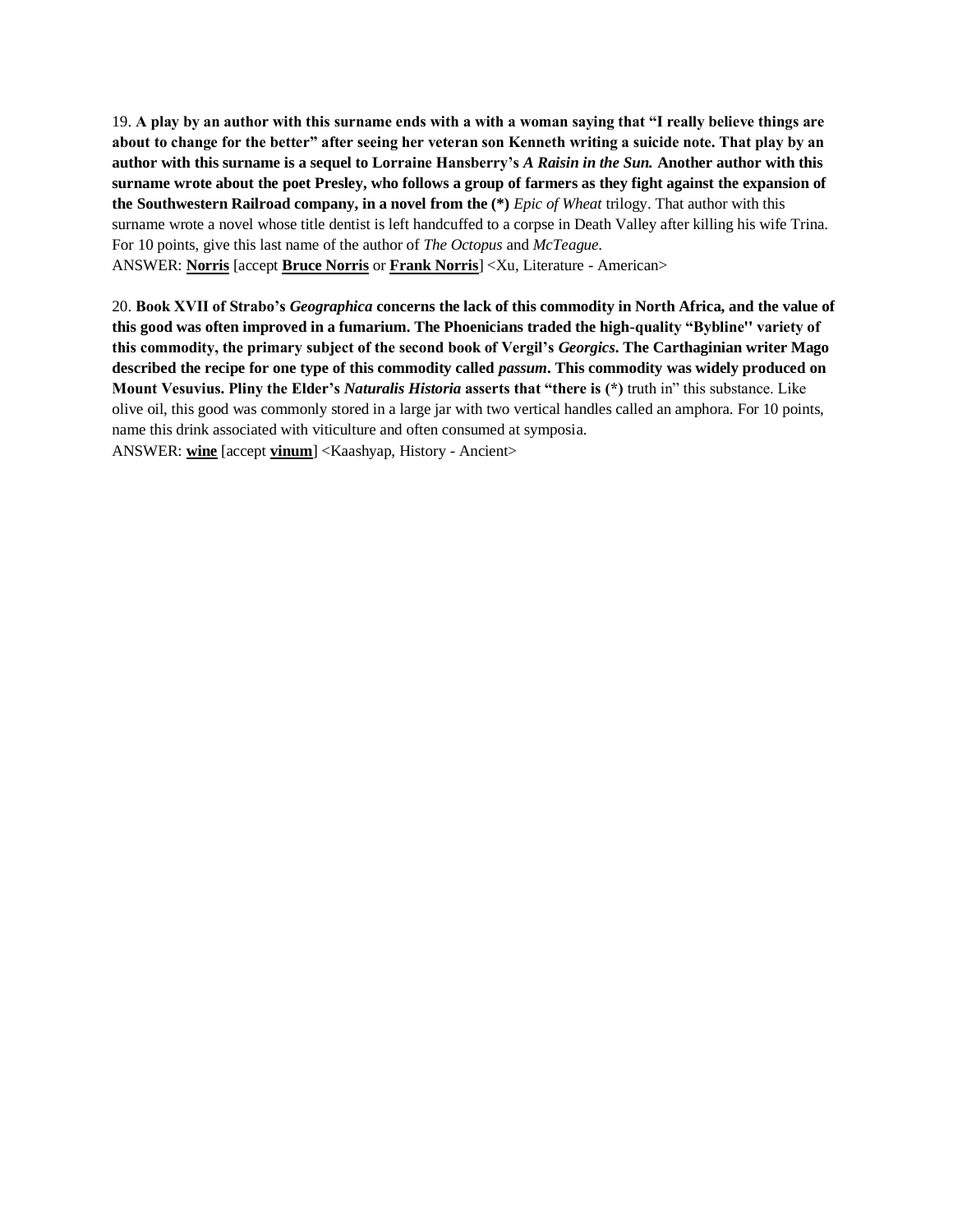19. **A play by an author with this surname ends with a with a woman saying that "I really believe things are about to change for the better" after seeing her veteran son Kenneth writing a suicide note. That play by an author with this surname is a sequel to Lorraine Hansberry's *A Raisin in the Sun.* Another author with this surname wrote about the poet Presley, who follows a group of farmers as they fight against the expansion of the Southwestern Railroad company, in a novel from the (*)** *Epic of Wheat* trilogy. That author with this surname wrote a novel whose title dentist is left handcuffed to a corpse in Death Valley after killing his wife Trina. For 10 points, give this last name of the author of *The Octopus* and *McTeague*.
ANSWER: **<u>Norris</u>** [accept **<u>Bruce Norris</u>** or **<u>Frank Norris</u>**] <Xu, Literature - American>

20. **Book XVII of Strabo's *Geographica* concerns the lack of this commodity in North Africa, and the value of this good was often improved in a fumarium. The Phoenicians traded the high-quality "Bybline" variety of this commodity, the primary subject of the second book of Vergil's *Georgics*. The Carthaginian writer Mago described the recipe for one type of this commodity called *passum*. This commodity was widely produced on Mount Vesuvius. Pliny the Elder's *Naturalis Historia* asserts that "there is (*)** truth in" this substance. Like olive oil, this good was commonly stored in a large jar with two vertical handles called an amphora. For 10 points, name this drink associated with viticulture and often consumed at symposia.
ANSWER: **<u>wine</u>** [accept **<u>vinum</u>**] <Kaashyap, History - Ancient>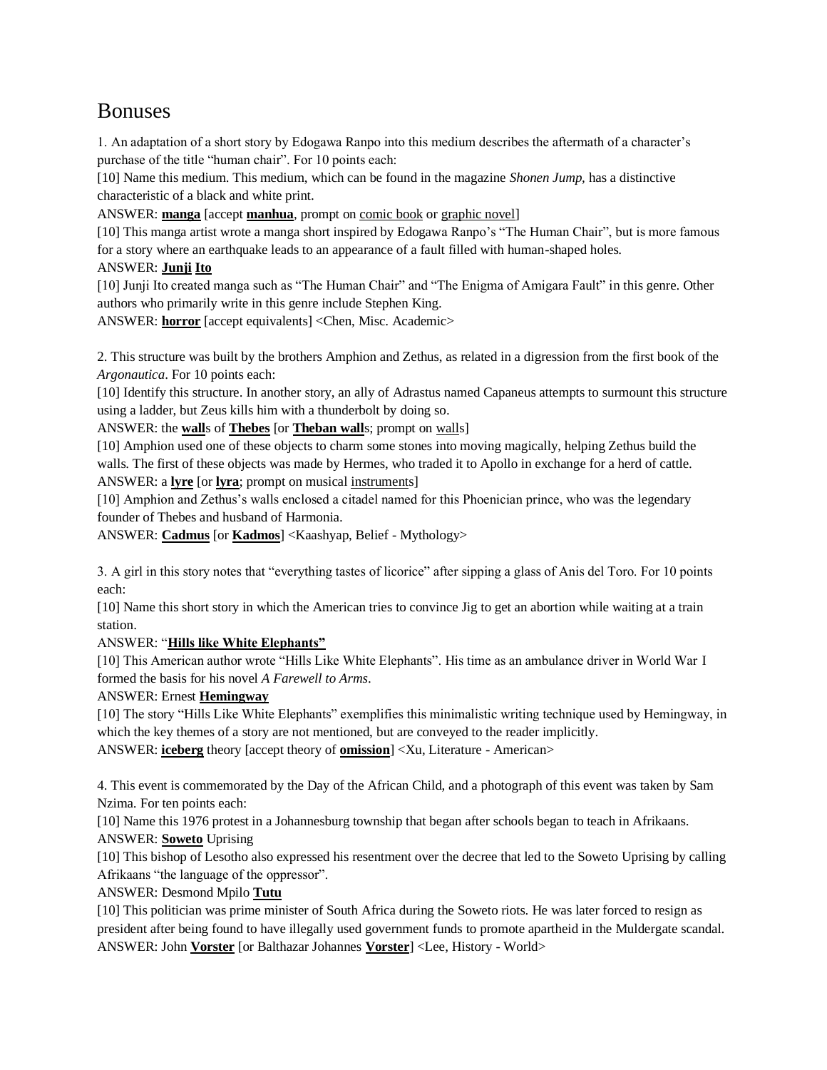# Bonuses

1. An adaptation of a short story by Edogawa Ranpo into this medium describes the aftermath of a character's purchase of the title "human chair". For 10 points each:

[10] Name this medium. This medium, which can be found in the magazine *Shonen Jump,* has a distinctive characteristic of a black and white print.

ANSWER: **manga** [accept **manhua**, prompt on comic book or graphic novel]

[10] This manga artist wrote a manga short inspired by Edogawa Ranpo's "The Human Chair", but is more famous for a story where an earthquake leads to an appearance of a fault filled with human-shaped holes.

ANSWER: **Junji Ito**

[10] Junji Ito created manga such as "The Human Chair" and "The Enigma of Amigara Fault" in this genre. Other authors who primarily write in this genre include Stephen King.

ANSWER: **horror** [accept equivalents] <Chen, Misc. Academic>

2. This structure was built by the brothers Amphion and Zethus, as related in a digression from the first book of the *Argonautica*. For 10 points each:

[10] Identify this structure. In another story, an ally of Adrastus named Capaneus attempts to surmount this structure using a ladder, but Zeus kills him with a thunderbolt by doing so.

ANSWER: the **wall**s of **Thebes** [or **Theban wall**s; prompt on walls]

[10] Amphion used one of these objects to charm some stones into moving magically, helping Zethus build the walls. The first of these objects was made by Hermes, who traded it to Apollo in exchange for a herd of cattle.

ANSWER: a **lyre** [or **lyra**; prompt on musical instruments]

[10] Amphion and Zethus's walls enclosed a citadel named for this Phoenician prince, who was the legendary founder of Thebes and husband of Harmonia.

ANSWER: **Cadmus** [or **Kadmos**] <Kaashyap, Belief - Mythology>

3. A girl in this story notes that "everything tastes of licorice" after sipping a glass of Anis del Toro. For 10 points each:

[10] Name this short story in which the American tries to convince Jig to get an abortion while waiting at a train station.

ANSWER: "**Hills like White Elephants"**

[10] This American author wrote "Hills Like White Elephants". His time as an ambulance driver in World War I formed the basis for his novel *A Farewell to Arms*.

ANSWER: Ernest **Hemingway**

[10] The story "Hills Like White Elephants" exemplifies this minimalistic writing technique used by Hemingway, in which the key themes of a story are not mentioned, but are conveyed to the reader implicitly.

ANSWER: **iceberg** theory [accept theory of **omission**] <Xu, Literature - American>

4. This event is commemorated by the Day of the African Child, and a photograph of this event was taken by Sam Nzima. For ten points each:

[10] Name this 1976 protest in a Johannesburg township that began after schools began to teach in Afrikaans.

ANSWER: **Soweto** Uprising

[10] This bishop of Lesotho also expressed his resentment over the decree that led to the Soweto Uprising by calling Afrikaans "the language of the oppressor".

ANSWER: Desmond Mpilo **Tutu**

[10] This politician was prime minister of South Africa during the Soweto riots. He was later forced to resign as president after being found to have illegally used government funds to promote apartheid in the Muldergate scandal.

ANSWER: John **Vorster** [or Balthazar Johannes **Vorster**] <Lee, History - World>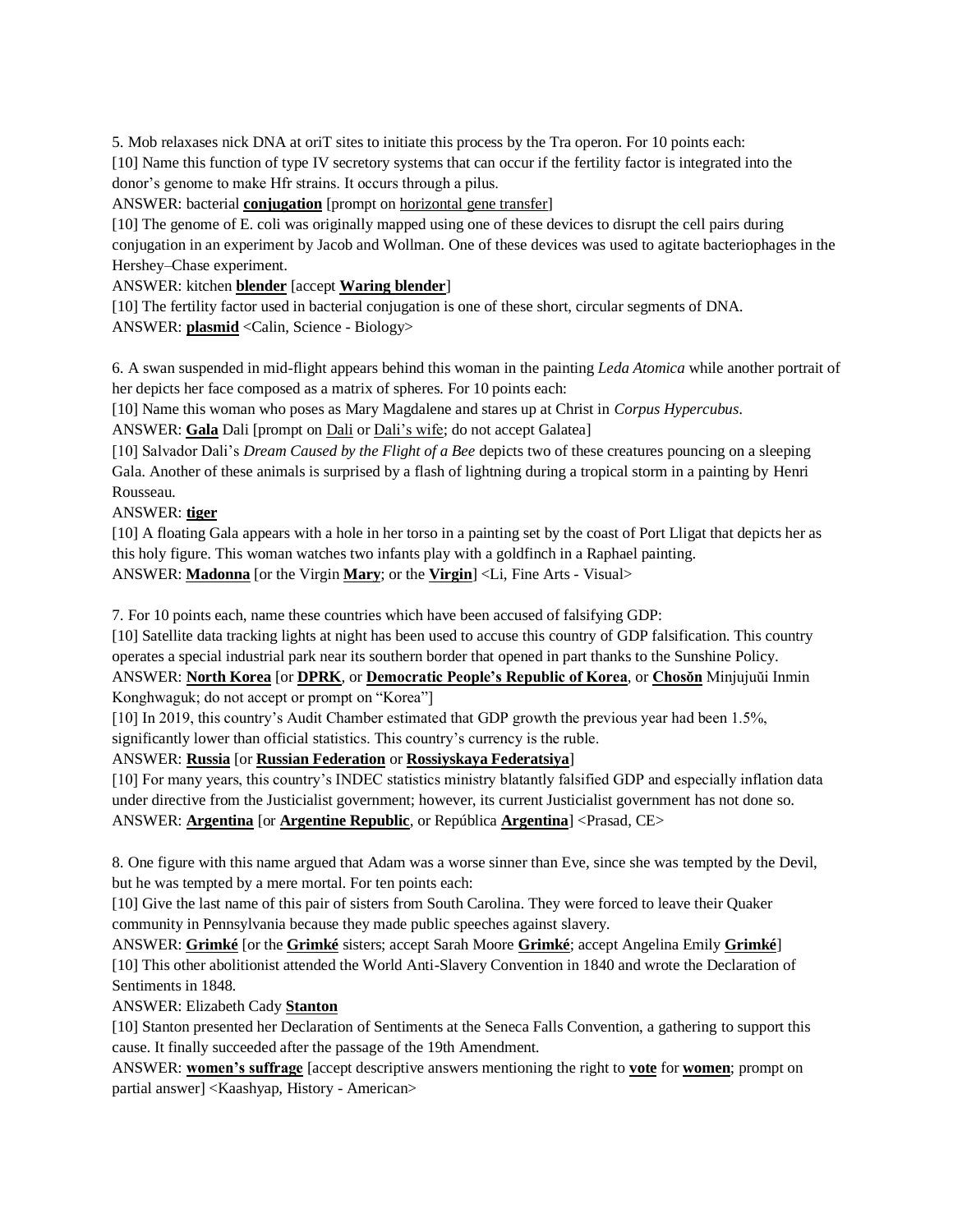5. Mob relaxases nick DNA at oriT sites to initiate this process by the Tra operon. For 10 points each:

[10] Name this function of type IV secretory systems that can occur if the fertility factor is integrated into the donor's genome to make Hfr strains. It occurs through a pilus.

ANSWER: bacterial **conjugation** [prompt on horizontal gene transfer]

[10] The genome of E. coli was originally mapped using one of these devices to disrupt the cell pairs during conjugation in an experiment by Jacob and Wollman. One of these devices was used to agitate bacteriophages in the Hershey–Chase experiment.

ANSWER: kitchen **blender** [accept **Waring blender**]

[10] The fertility factor used in bacterial conjugation is one of these short, circular segments of DNA.

ANSWER: **plasmid** <Calin, Science - Biology>

6. A swan suspended in mid-flight appears behind this woman in the painting *Leda Atomica* while another portrait of her depicts her face composed as a matrix of spheres. For 10 points each:

[10] Name this woman who poses as Mary Magdalene and stares up at Christ in *Corpus Hypercubus*.

ANSWER: **Gala** Dali [prompt on Dali or Dali's wife; do not accept Galatea]

[10] Salvador Dali's *Dream Caused by the Flight of a Bee* depicts two of these creatures pouncing on a sleeping Gala. Another of these animals is surprised by a flash of lightning during a tropical storm in a painting by Henri Rousseau.

ANSWER: **tiger**

[10] A floating Gala appears with a hole in her torso in a painting set by the coast of Port Lligat that depicts her as this holy figure. This woman watches two infants play with a goldfinch in a Raphael painting.

ANSWER: **Madonna** [or the Virgin **Mary**; or the **Virgin**] <Li, Fine Arts - Visual>

7. For 10 points each, name these countries which have been accused of falsifying GDP:

[10] Satellite data tracking lights at night has been used to accuse this country of GDP falsification. This country operates a special industrial park near its southern border that opened in part thanks to the Sunshine Policy.

ANSWER: **North Korea** [or **DPRK**, or **Democratic People's Republic of Korea**, or **Chosŏn** Minjujuŭi Inmin Konghwaguk; do not accept or prompt on "Korea"]

[10] In 2019, this country's Audit Chamber estimated that GDP growth the previous year had been 1.5%, significantly lower than official statistics. This country's currency is the ruble.

ANSWER: **Russia** [or **Russian Federation** or **Rossiyskaya Federatsiya**]

[10] For many years, this country's INDEC statistics ministry blatantly falsified GDP and especially inflation data under directive from the Justicialist government; however, its current Justicialist government has not done so.

ANSWER: **Argentina** [or **Argentine Republic**, or República **Argentina**] <Prasad, CE>

8. One figure with this name argued that Adam was a worse sinner than Eve, since she was tempted by the Devil, but he was tempted by a mere mortal. For ten points each:

[10] Give the last name of this pair of sisters from South Carolina. They were forced to leave their Quaker community in Pennsylvania because they made public speeches against slavery.

ANSWER: **Grimké** [or the **Grimké** sisters; accept Sarah Moore **Grimké**; accept Angelina Emily **Grimké**]

[10] This other abolitionist attended the World Anti-Slavery Convention in 1840 and wrote the Declaration of Sentiments in 1848.

ANSWER: Elizabeth Cady **Stanton**

[10] Stanton presented her Declaration of Sentiments at the Seneca Falls Convention, a gathering to support this cause. It finally succeeded after the passage of the 19th Amendment.

ANSWER: **women's suffrage** [accept descriptive answers mentioning the right to **vote** for **women**; prompt on partial answer] <Kaashyap, History - American>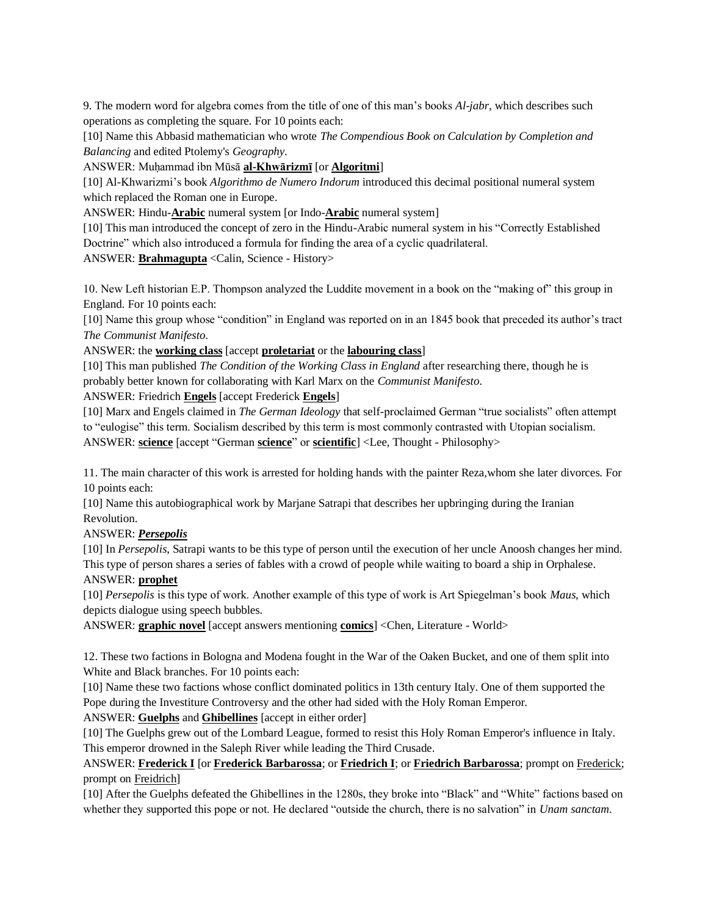9. The modern word for algebra comes from the title of one of this man's books *Al-jabr*, which describes such operations as completing the square. For 10 points each:

[10] Name this Abbasid mathematician who wrote *The Compendious Book on Calculation by Completion and Balancing* and edited Ptolemy's *Geography*.

ANSWER: Muḥammad ibn Mūsā **al-Khwārizmī** [or **Algoritmi**]

[10] Al-Khwarizmi's book *Algorithmo de Numero Indorum* introduced this decimal positional numeral system which replaced the Roman one in Europe.

ANSWER: Hindu-**Arabic** numeral system [or Indo-**Arabic** numeral system]

[10] This man introduced the concept of zero in the Hindu-Arabic numeral system in his "Correctly Established Doctrine" which also introduced a formula for finding the area of a cyclic quadrilateral.

ANSWER: **Brahmagupta** <Calin, Science - History>

10. New Left historian E.P. Thompson analyzed the Luddite movement in a book on the "making of" this group in England. For 10 points each:

[10] Name this group whose "condition" in England was reported on in an 1845 book that preceded its author's tract *The Communist Manifesto.*

ANSWER: the **working class** [accept **proletariat** or the **labouring class**]

[10] This man published *The Condition of the Working Class in England* after researching there, though he is probably better known for collaborating with Karl Marx on the *Communist Manifesto.*

ANSWER: Friedrich **Engels** [accept Frederick **Engels**]

[10] Marx and Engels claimed in *The German Ideology* that self-proclaimed German "true socialists" often attempt to "eulogise" this term. Socialism described by this term is most commonly contrasted with Utopian socialism.

ANSWER: **science** [accept "German **science**" or **scientific**] <Lee, Thought - Philosophy>

11. The main character of this work is arrested for holding hands with the painter Reza,whom she later divorces. For 10 points each:

[10] Name this autobiographical work by Marjane Satrapi that describes her upbringing during the Iranian Revolution.

ANSWER: ***Persepolis***

[10] In *Persepolis*, Satrapi wants to be this type of person until the execution of her uncle Anoosh changes her mind. This type of person shares a series of fables with a crowd of people while waiting to board a ship in Orphalese.

ANSWER: **prophet**

[10] *Persepolis* is this type of work. Another example of this type of work is Art Spiegelman's book *Maus,* which depicts dialogue using speech bubbles.

ANSWER: **graphic novel** [accept answers mentioning **comics**] <Chen, Literature - World>

12. These two factions in Bologna and Modena fought in the War of the Oaken Bucket, and one of them split into White and Black branches. For 10 points each:

[10] Name these two factions whose conflict dominated politics in 13th century Italy. One of them supported the Pope during the Investiture Controversy and the other had sided with the Holy Roman Emperor.

ANSWER: **Guelphs** and **Ghibellines** [accept in either order]

[10] The Guelphs grew out of the Lombard League, formed to resist this Holy Roman Emperor's influence in Italy. This emperor drowned in the Saleph River while leading the Third Crusade.

ANSWER: **Frederick I** [or **Frederick Barbarossa**; or **Friedrich I**; or **Friedrich Barbarossa**; prompt on Frederick; prompt on Freidrich]

[10] After the Guelphs defeated the Ghibellines in the 1280s, they broke into "Black" and "White" factions based on whether they supported this pope or not. He declared "outside the church, there is no salvation" in *Unam sanctam*.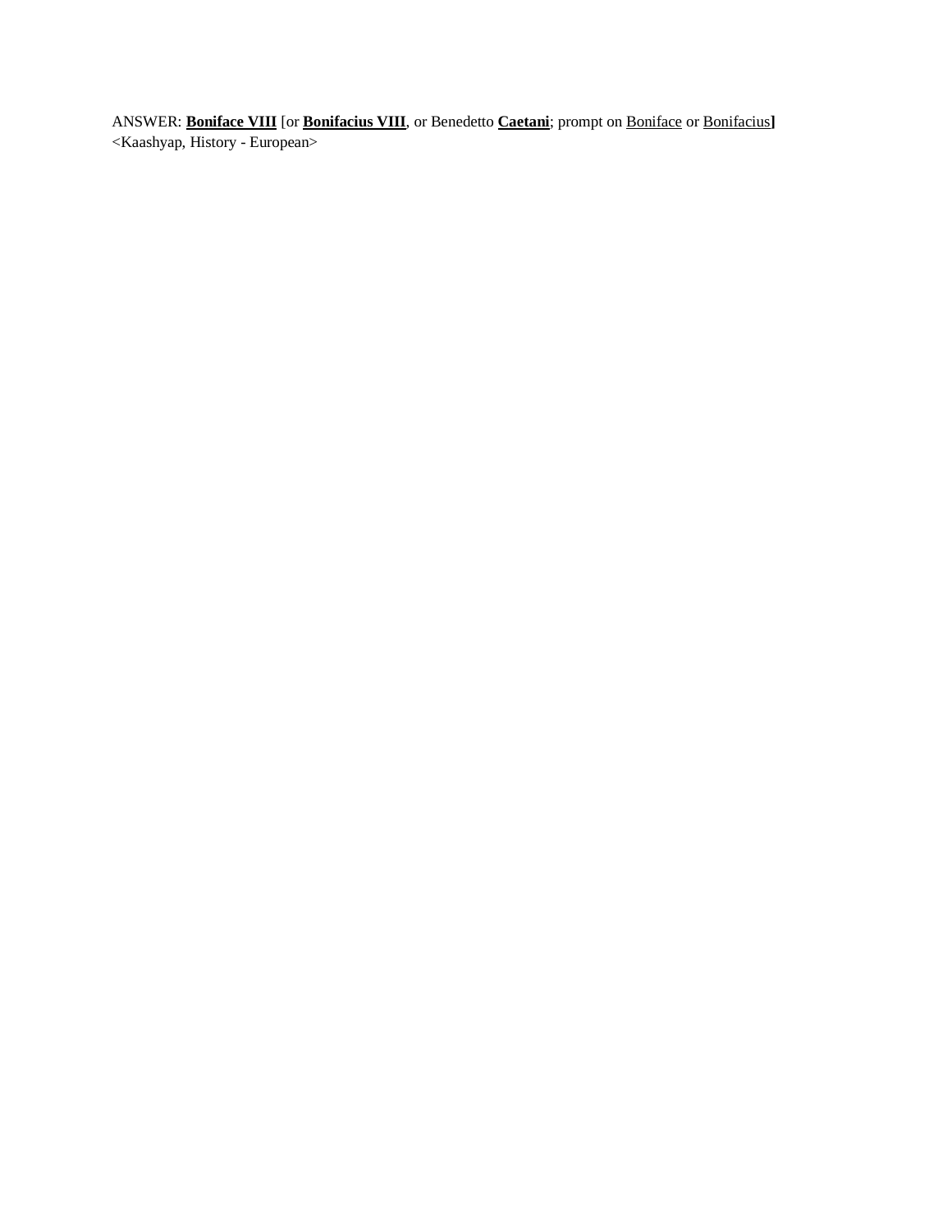ANSWER: **<u>Boniface VIII</u>** [or **<u>Bonifacius VIII</u>**, or Benedetto **<u>Caetani</u>**; prompt on <u>Boniface</u> or <u>Bonifacius</u>]
<Kaashyap, History - European>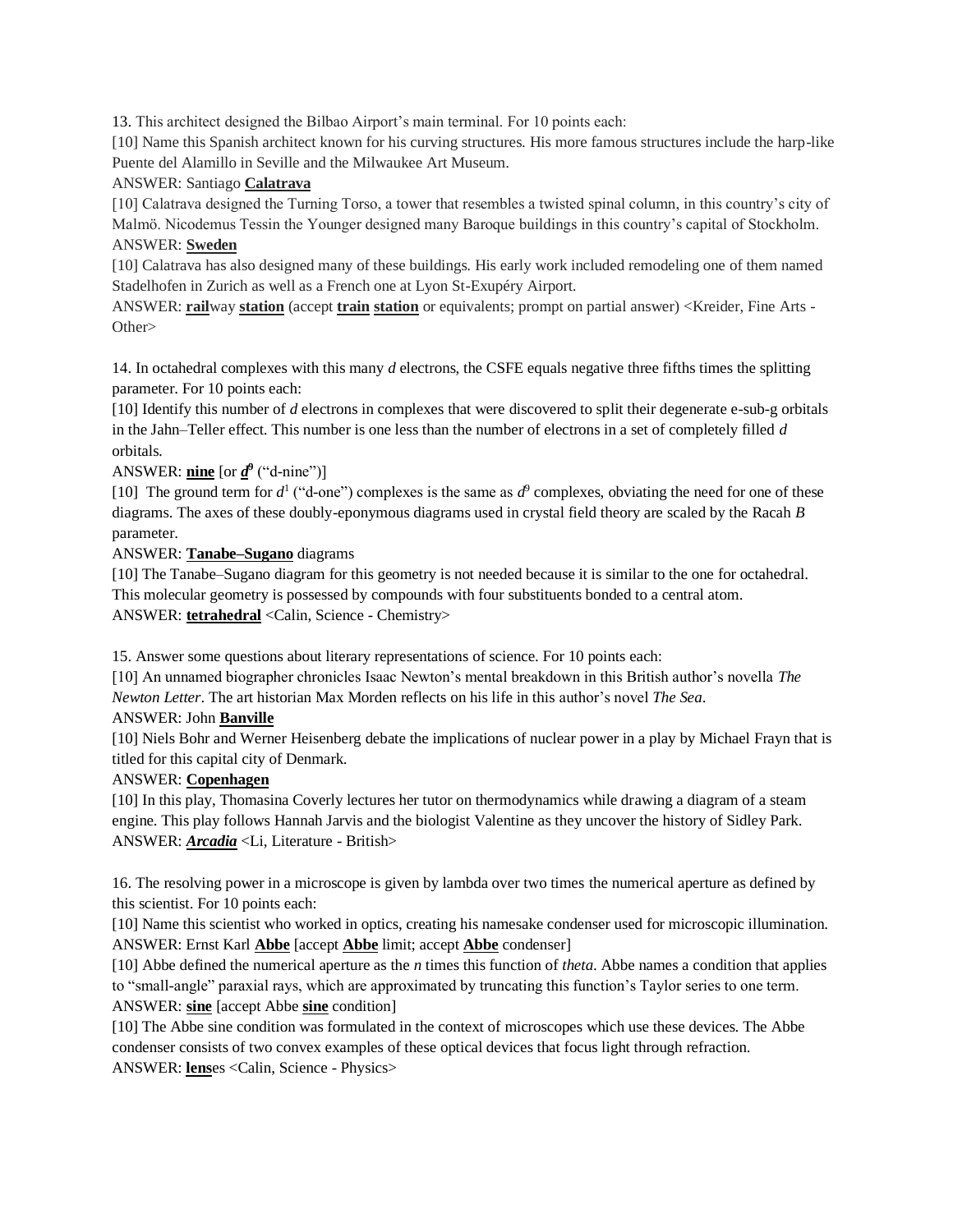13. This architect designed the Bilbao Airport's main terminal. For 10 points each:

[10] Name this Spanish architect known for his curving structures. His more famous structures include the harp-like Puente del Alamillo in Seville and the Milwaukee Art Museum.

ANSWER: Santiago **<u>Calatrava</u>**

[10] Calatrava designed the Turning Torso, a tower that resembles a twisted spinal column, in this country's city of Malmö. Nicodemus Tessin the Younger designed many Baroque buildings in this country's capital of Stockholm.

ANSWER: **<u>Sweden</u>**

[10] Calatrava has also designed many of these buildings. His early work included remodeling one of them named Stadelhofen in Zurich as well as a French one at Lyon St-Exupéry Airport.

ANSWER: **<u>rail</u>**way **<u>station</u>** (accept **<u>train</u>** **<u>station</u>** or equivalents; prompt on partial answer) <Kreider, Fine Arts - Other>

14. In octahedral complexes with this many *d* electrons, the CSFE equals negative three fifths times the splitting parameter. For 10 points each:

[10] Identify this number of *d* electrons in complexes that were discovered to split their degenerate e-sub-g orbitals in the Jahn–Teller effect. This number is one less than the number of electrons in a set of completely filled *d* orbitals.

ANSWER: **<u>nine</u>** [or **<u>$d^9$</u>** ("d-nine")]

[10] The ground term for $d^1$ ("d-one") complexes is the same as $d^9$ complexes, obviating the need for one of these diagrams. The axes of these doubly-eponymous diagrams used in crystal field theory are scaled by the Racah *B* parameter.

ANSWER: **<u>Tanabe–Sugano</u>** diagrams

[10] The Tanabe–Sugano diagram for this geometry is not needed because it is similar to the one for octahedral. This molecular geometry is possessed by compounds with four substituents bonded to a central atom.

ANSWER: **<u>tetrahedral</u>** <Calin, Science - Chemistry>

15. Answer some questions about literary representations of science. For 10 points each:

[10] An unnamed biographer chronicles Isaac Newton's mental breakdown in this British author's novella *The Newton Letter*. The art historian Max Morden reflects on his life in this author's novel *The Sea*.

ANSWER: John **<u>Banville</u>**

[10] Niels Bohr and Werner Heisenberg debate the implications of nuclear power in a play by Michael Frayn that is titled for this capital city of Denmark.

ANSWER: **<u>Copenhagen</u>**

[10] In this play, Thomasina Coverly lectures her tutor on thermodynamics while drawing a diagram of a steam engine. This play follows Hannah Jarvis and the biologist Valentine as they uncover the history of Sidley Park.

ANSWER: ***<u>Arcadia</u>*** <Li, Literature - British>

16. The resolving power in a microscope is given by lambda over two times the numerical aperture as defined by this scientist. For 10 points each:

[10] Name this scientist who worked in optics, creating his namesake condenser used for microscopic illumination.

ANSWER: Ernst Karl **<u>Abbe</u>** [accept **<u>Abbe</u>** limit; accept **<u>Abbe</u>** condenser]

[10] Abbe defined the numerical aperture as the *n* times this function of *theta*. Abbe names a condition that applies to "small-angle" paraxial rays, which are approximated by truncating this function's Taylor series to one term.

ANSWER: **<u>sine</u>** [accept Abbe **<u>sine</u>** condition]

[10] The Abbe sine condition was formulated in the context of microscopes which use these devices. The Abbe condenser consists of two convex examples of these optical devices that focus light through refraction.

ANSWER: **<u>lens</u>**es <Calin, Science - Physics>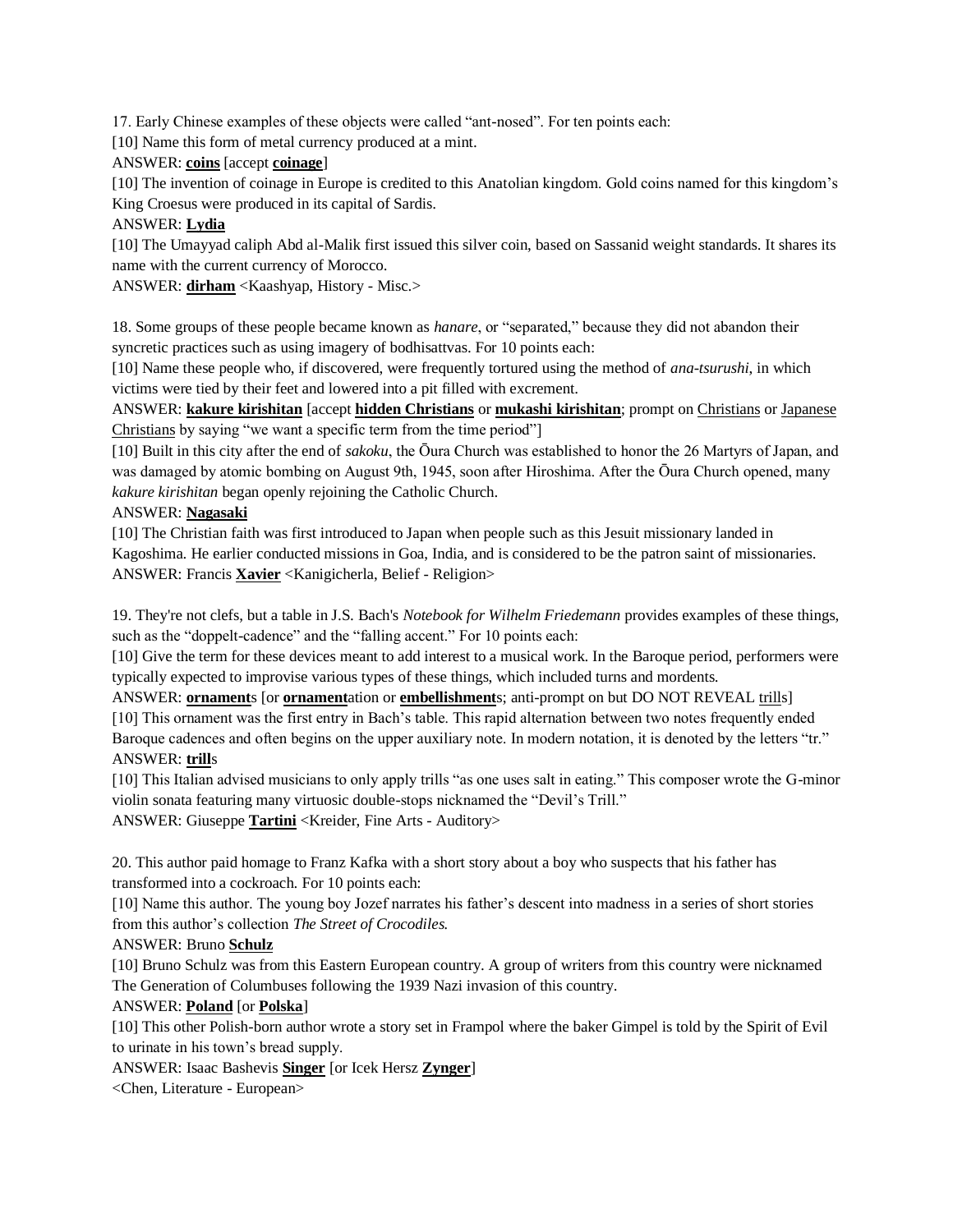17. Early Chinese examples of these objects were called "ant-nosed". For ten points each:

[10] Name this form of metal currency produced at a mint.

ANSWER: **coins** [accept **coinage**]

[10] The invention of coinage in Europe is credited to this Anatolian kingdom. Gold coins named for this kingdom's King Croesus were produced in its capital of Sardis.

ANSWER: **Lydia**

[10] The Umayyad caliph Abd al-Malik first issued this silver coin, based on Sassanid weight standards. It shares its name with the current currency of Morocco.

ANSWER: **dirham** <Kaashyap, History - Misc.>

18. Some groups of these people became known as *hanare*, or "separated," because they did not abandon their syncretic practices such as using imagery of bodhisattvas. For 10 points each:

[10] Name these people who, if discovered, were frequently tortured using the method of *ana-tsurushi*, in which victims were tied by their feet and lowered into a pit filled with excrement.

ANSWER: **kakure kirishitan** [accept **hidden Christians** or **mukashi kirishitan**; prompt on Christians or Japanese Christians by saying "we want a specific term from the time period"]

[10] Built in this city after the end of *sakoku*, the Ōura Church was established to honor the 26 Martyrs of Japan, and was damaged by atomic bombing on August 9th, 1945, soon after Hiroshima. After the Ōura Church opened, many *kakure kirishitan* began openly rejoining the Catholic Church.

ANSWER: **Nagasaki**

[10] The Christian faith was first introduced to Japan when people such as this Jesuit missionary landed in Kagoshima. He earlier conducted missions in Goa, India, and is considered to be the patron saint of missionaries.

ANSWER: Francis **Xavier** <Kanigicherla, Belief - Religion>

19. They're not clefs, but a table in J.S. Bach's *Notebook for Wilhelm Friedemann* provides examples of these things, such as the "doppelt-cadence" and the "falling accent." For 10 points each:

[10] Give the term for these devices meant to add interest to a musical work. In the Baroque period, performers were typically expected to improvise various types of these things, which included turns and mordents.

ANSWER: **ornament**s [or **ornament**ation or **embellishment**s; anti-prompt on but DO NOT REVEAL trills]

[10] This ornament was the first entry in Bach's table. This rapid alternation between two notes frequently ended Baroque cadences and often begins on the upper auxiliary note. In modern notation, it is denoted by the letters "tr."

ANSWER: **trill**s

[10] This Italian advised musicians to only apply trills "as one uses salt in eating." This composer wrote the G-minor violin sonata featuring many virtuosic double-stops nicknamed the "Devil's Trill."

ANSWER: Giuseppe **Tartini** <Kreider, Fine Arts - Auditory>

20. This author paid homage to Franz Kafka with a short story about a boy who suspects that his father has transformed into a cockroach. For 10 points each:

[10] Name this author. The young boy Jozef narrates his father's descent into madness in a series of short stories from this author's collection *The Street of Crocodiles.*

ANSWER: Bruno **Schulz**

[10] Bruno Schulz was from this Eastern European country. A group of writers from this country were nicknamed The Generation of Columbuses following the 1939 Nazi invasion of this country.

ANSWER: **Poland** [or **Polska**]

[10] This other Polish-born author wrote a story set in Frampol where the baker Gimpel is told by the Spirit of Evil to urinate in his town's bread supply.

ANSWER: Isaac Bashevis **Singer** [or Icek Hersz **Zynger**]

<Chen, Literature - European>